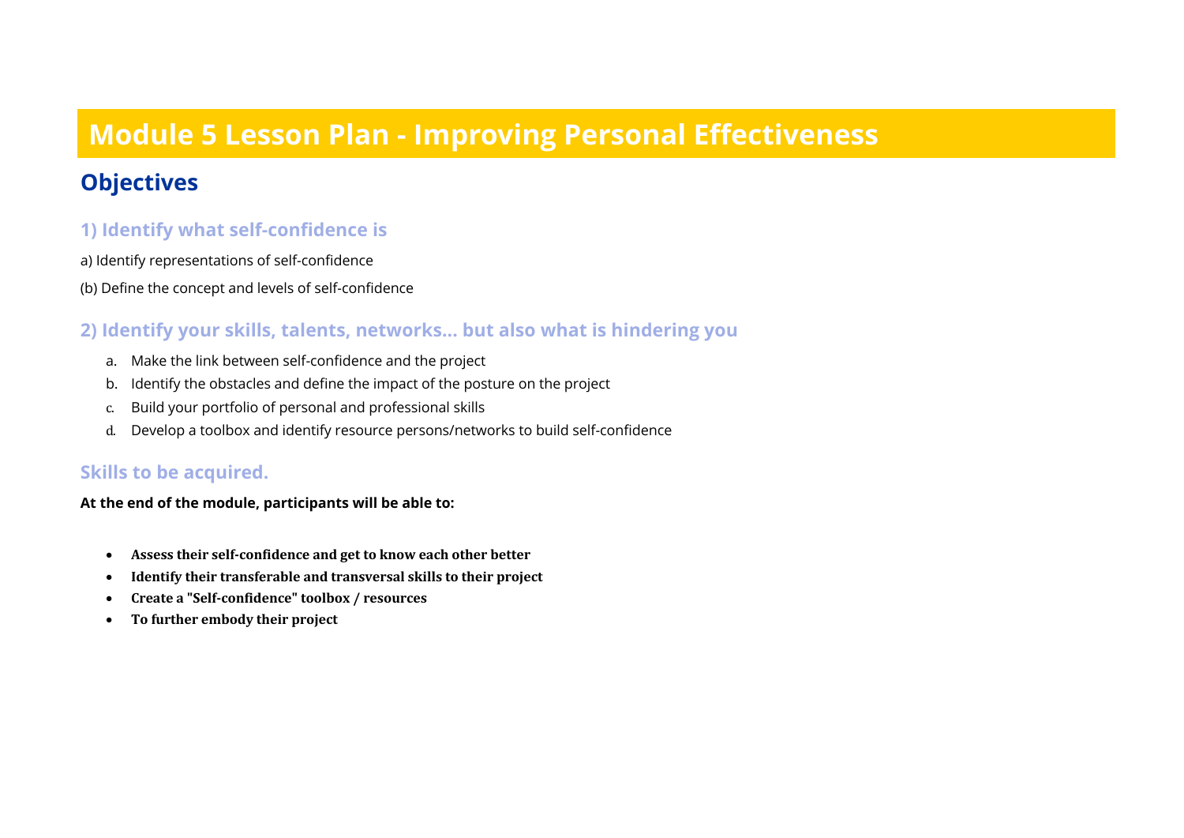# Module 5 Lesson Plan - Improving Personal Effectiveness

## Objectives

### 1) Identify what self-confidence is

a) Identify representations of self-confidence

(b) Define the concept and levels of self-confidence

### 2) Identify your skills, talents, networks... but also what is hindering you

a. Make the link between self-confidence and the project
b. Identify the obstacles and define the impact of the posture on the project
c. Build your portfolio of personal and professional skills
d. Develop a toolbox and identify resource persons/networks to build self-confidence

### Skills to be acquired.

**At the end of the module, participants will be able to:**

- **Assess their self-confidence and get to know each other better**
- **Identify their transferable and transversal skills to their project**
- **Create a "Self-confidence" toolbox / resources**
- **To further embody their project**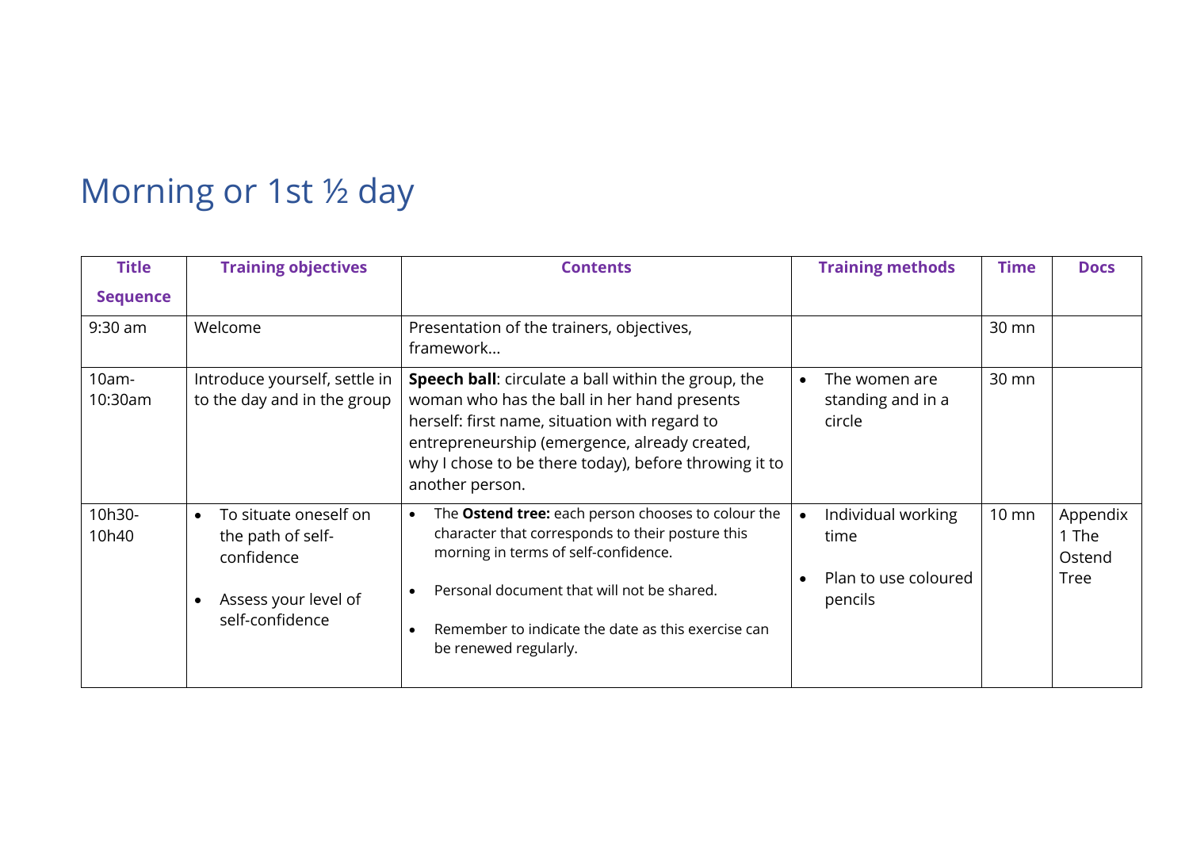# Morning or 1st ½ day

| Title<br>Sequence | Training objectives | Contents | Training methods | Time | Docs |
|---|---|---|---|---|---|
| 9:30 am | Welcome | Presentation of the trainers, objectives, framework... | | 30 mn | |
| 10am-10:30am | Introduce yourself, settle in to the day and in the group | **Speech ball**: circulate a ball within the group, the woman who has the ball in her hand presents herself: first name, situation with regard to entrepreneurship (emergence, already created, why I chose to be there today), before throwing it to another person. | • The women are standing and in a circle | 30 mn | |
| 10h30-10h40 | • To situate oneself on the path of self-confidence<br><br>• Assess your level of self-confidence | • The **Ostend tree:** each person chooses to colour the character that corresponds to their posture this morning in terms of self-confidence.<br><br>• Personal document that will not be shared.<br><br>• Remember to indicate the date as this exercise can be renewed regularly. | • Individual working time<br><br>• Plan to use coloured pencils | 10 mn | Appendix 1 The Ostend Tree |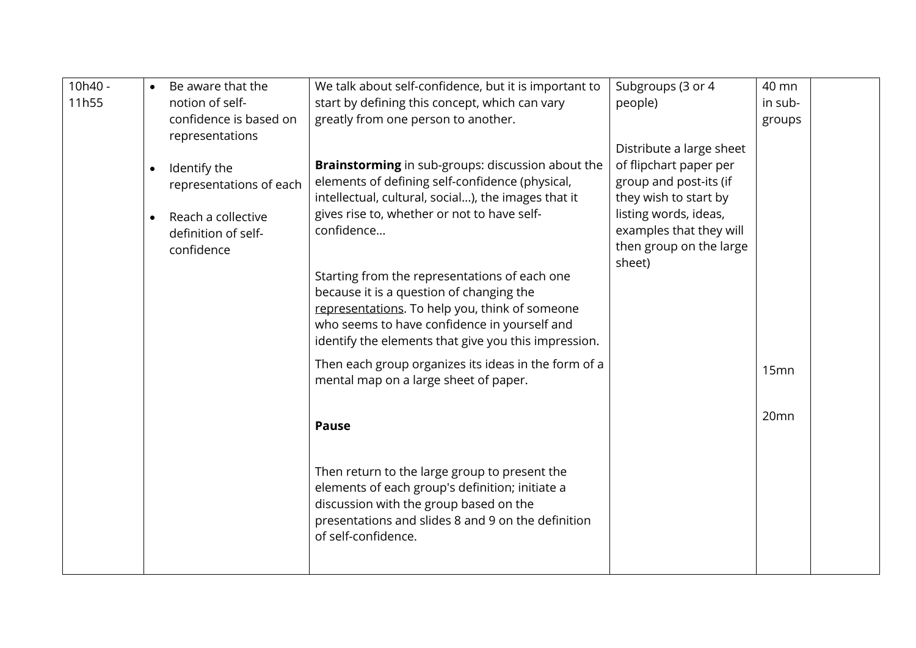| 10h40 - 11h55 | • Be aware that the notion of self-confidence is based on representations<br><br>• Identify the representations of each<br><br>• Reach a collective definition of self-confidence | We talk about self-confidence, but it is important to start by defining this concept, which can vary greatly from one person to another.<br><br>**Brainstorming** in sub-groups: discussion about the elements of defining self-confidence (physical, intellectual, cultural, social...), the images that it gives rise to, whether or not to have self-confidence...<br><br>Starting from the representations of each one because it is a question of changing the <u>representations</u>. To help you, think of someone who seems to have confidence in yourself and identify the elements that give you this impression.<br><br>Then each group organizes its ideas in the form of a mental map on a large sheet of paper.<br><br>**Pause**<br><br>Then return to the large group to present the elements of each group's definition; initiate a discussion with the group based on the presentations and slides 8 and 9 on the definition of self-confidence. | Subgroups (3 or 4 people)<br><br>Distribute a large sheet of flipchart paper per group and post-its (if they wish to start by listing words, ideas, examples that they will then group on the large sheet) | 40 mn in sub-groups<br><br>15mn<br><br>20mn | |
|---|---|---|---|---|---|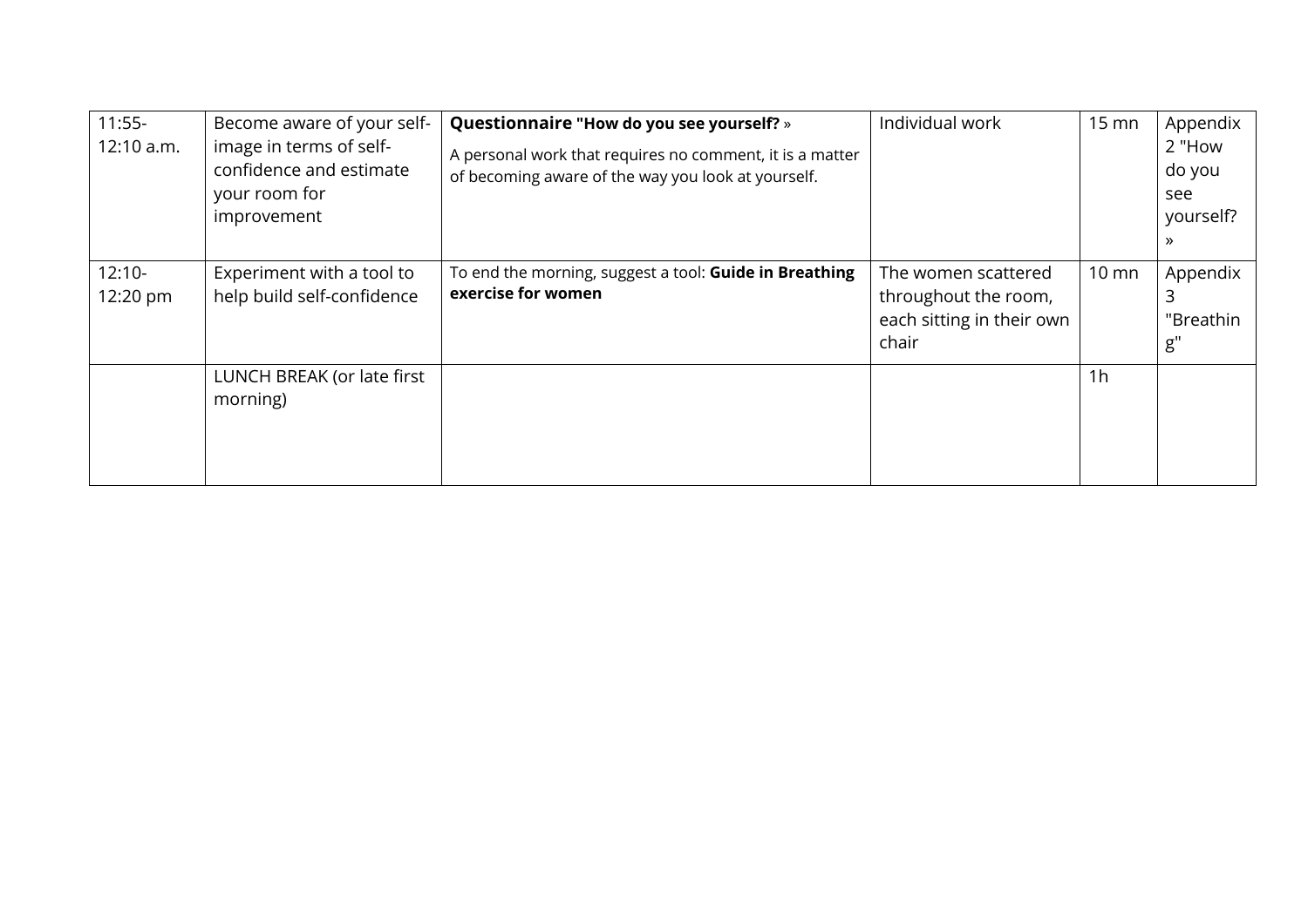| 11:55-12:10 a.m. | Become aware of your self-image in terms of self-confidence and estimate your room for improvement | **Questionnaire "How do you see yourself?** » <br> A personal work that requires no comment, it is a matter of becoming aware of the way you look at yourself. | Individual work | 15 mn | Appendix 2 "How do you see yourself? » |
|---|---|---|---|---|---|
| 12:10-12:20 pm | Experiment with a tool to help build self-confidence | To end the morning, suggest a tool: **Guide in Breathing exercise for women** | The women scattered throughout the room, each sitting in their own chair | 10 mn | Appendix 3 "Breathing" |
| | LUNCH BREAK (or late first morning) | | | 1h | |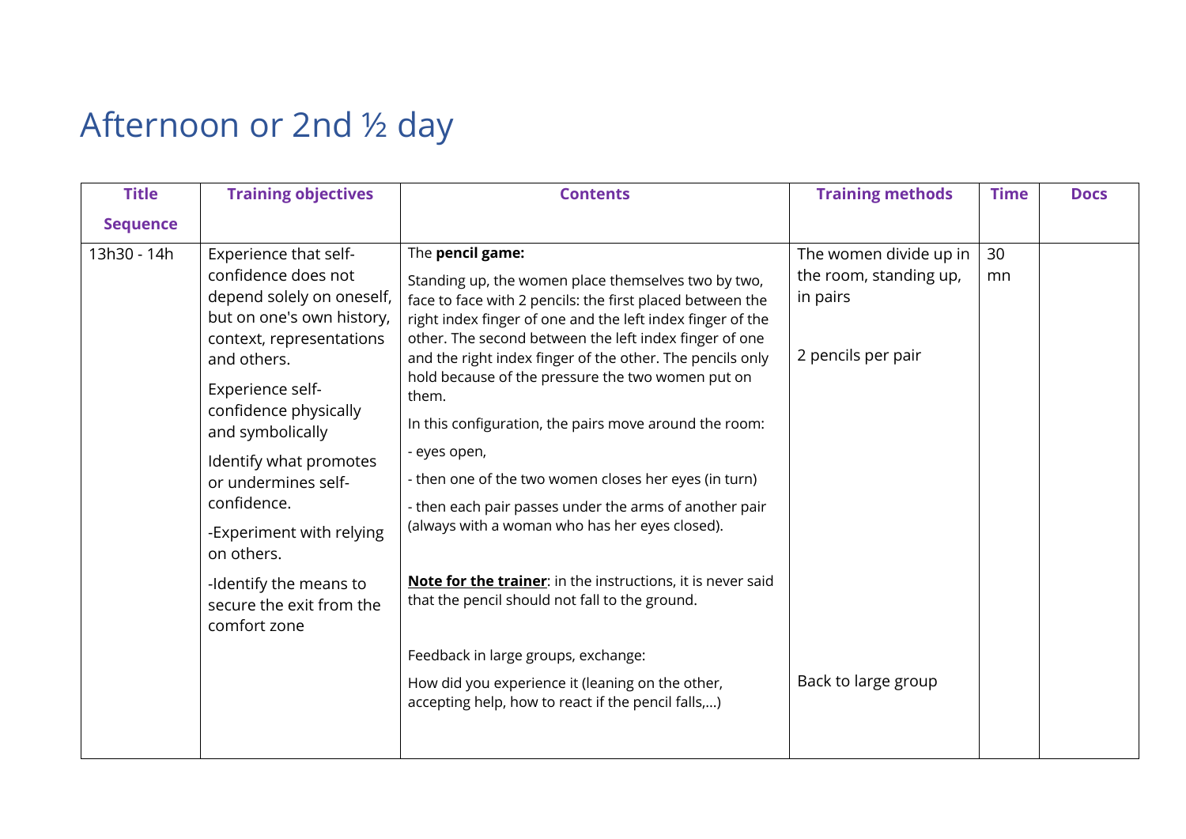# Afternoon or 2nd ½ day

| Title<br><br>Sequence | Training objectives | Contents | Training methods | Time | Docs |
|---|---|---|---|---|---|
| 13h30 - 14h | Experience that self-confidence does not depend solely on oneself, but on one's own history, context, representations and others.<br><br>Experience self-confidence physically and symbolically<br><br>Identify what promotes or undermines self-confidence.<br><br>-Experiment with relying on others.<br><br>-Identify the means to secure the exit from the comfort zone | The **pencil game:**<br><br>Standing up, the women place themselves two by two, face to face with 2 pencils: the first placed between the right index finger of one and the left index finger of the other. The second between the left index finger of one and the right index finger of the other. The pencils only hold because of the pressure the two women put on them.<br><br>In this configuration, the pairs move around the room:<br><br>- eyes open,<br><br>- then one of the two women closes her eyes (in turn)<br><br>- then each pair passes under the arms of another pair (always with a woman who has her eyes closed).<br><br>**Note for the trainer**: in the instructions, it is never said that the pencil should not fall to the ground.<br><br>Feedback in large groups, exchange:<br><br>How did you experience it (leaning on the other, accepting help, how to react if the pencil falls,...) | The women divide up in the room, standing up, in pairs<br><br>2 pencils per pair<br><br>Back to large group | 30 mn | |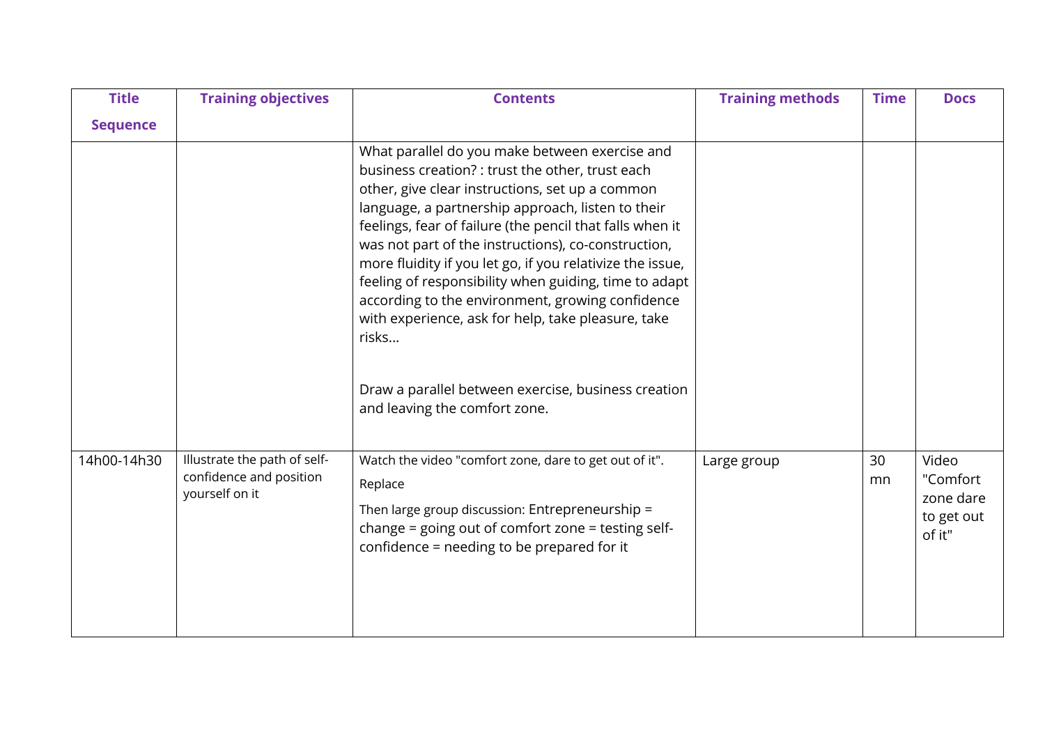| Title Sequence | Training objectives | Contents | Training methods | Time | Docs |
|---|---|---|---|---|---|
| | | What parallel do you make between exercise and business creation? : trust the other, trust each other, give clear instructions, set up a common language, a partnership approach, listen to their feelings, fear of failure (the pencil that falls when it was not part of the instructions), co-construction, more fluidity if you let go, if you relativize the issue, feeling of responsibility when guiding, time to adapt according to the environment, growing confidence with experience, ask for help, take pleasure, take risks…<br><br>Draw a parallel between exercise, business creation and leaving the comfort zone. | | | |
| 14h00-14h30 | Illustrate the path of self-confidence and position yourself on it | Watch the video "comfort zone, dare to get out of it".<br>Replace<br>Then large group discussion: Entrepreneurship = change = going out of comfort zone = testing self-confidence = needing to be prepared for it | Large group | 30 mn | Video "Comfort zone dare to get out of it" |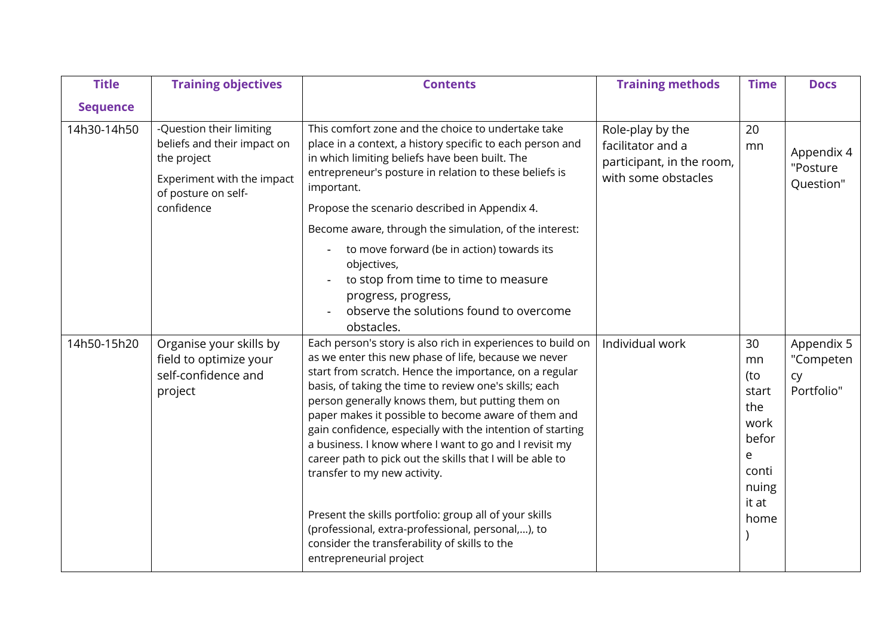| Title Sequence | Training objectives | Contents | Training methods | Time | Docs |
|---|---|---|---|---|---|
| 14h30-14h50 | -Question their limiting beliefs and their impact on the project<br>Experiment with the impact of posture on self-confidence | This comfort zone and the choice to undertake take place in a context, a history specific to each person and in which limiting beliefs have been built. The entrepreneur's posture in relation to these beliefs is important.<br>Propose the scenario described in Appendix 4.<br>Become aware, through the simulation, of the interest:<br>- to move forward (be in action) towards its objectives,<br>- to stop from time to time to measure progress, progress,<br>- observe the solutions found to overcome obstacles. | Role-play by the facilitator and a participant, in the room, with some obstacles | 20 mn | Appendix 4 "Posture Question" |
| 14h50-15h20 | Organise your skills by field to optimize your self-confidence and project | Each person's story is also rich in experiences to build on as we enter this new phase of life, because we never start from scratch. Hence the importance, on a regular basis, of taking the time to review one's skills; each person generally knows them, but putting them on paper makes it possible to become aware of them and gain confidence, especially with the intention of starting a business. I know where I want to go and I revisit my career path to pick out the skills that I will be able to transfer to my new activity.<br><br>Present the skills portfolio: group all of your skills (professional, extra-professional, personal,...), to consider the transferability of skills to the entrepreneurial project | Individual work | 30 mn (to start the work before continuing it at home) | Appendix 5 "Competency Portfolio" |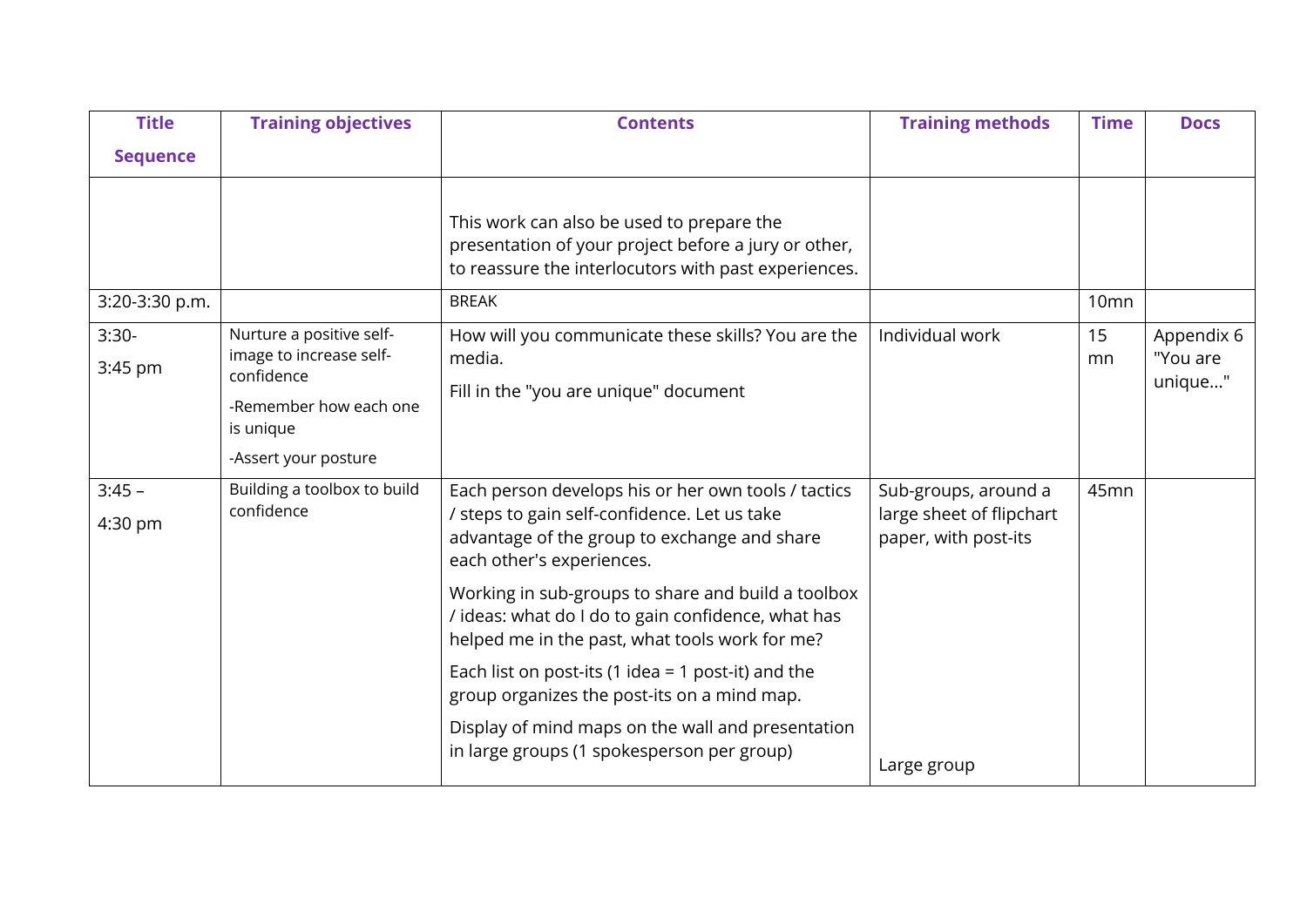| Title<br>Sequence | Training objectives | Contents | Training methods | Time | Docs |
|---|---|---|---|---|---|
| | | This work can also be used to prepare the presentation of your project before a jury or other, to reassure the interlocutors with past experiences. | | | |
| 3:20-3:30 p.m. | | BREAK | | 10mn | |
| 3:30-<br>3:45 pm | Nurture a positive self-image to increase self-confidence<br>-Remember how each one is unique<br>-Assert your posture | How will you communicate these skills? You are the media.<br>Fill in the "you are unique" document | Individual work | 15 mn | Appendix 6 "You are unique..." |
| 3:45 –<br>4:30 pm | Building a toolbox to build confidence | Each person develops his or her own tools / tactics / steps to gain self-confidence. Let us take advantage of the group to exchange and share each other's experiences.<br>Working in sub-groups to share and build a toolbox / ideas: what do I do to gain confidence, what has helped me in the past, what tools work for me?<br>Each list on post-its (1 idea = 1 post-it) and the group organizes the post-its on a mind map.<br>Display of mind maps on the wall and presentation in large groups (1 spokesperson per group) | Sub-groups, around a large sheet of flipchart paper, with post-its<br><br>Large group | 45mn | |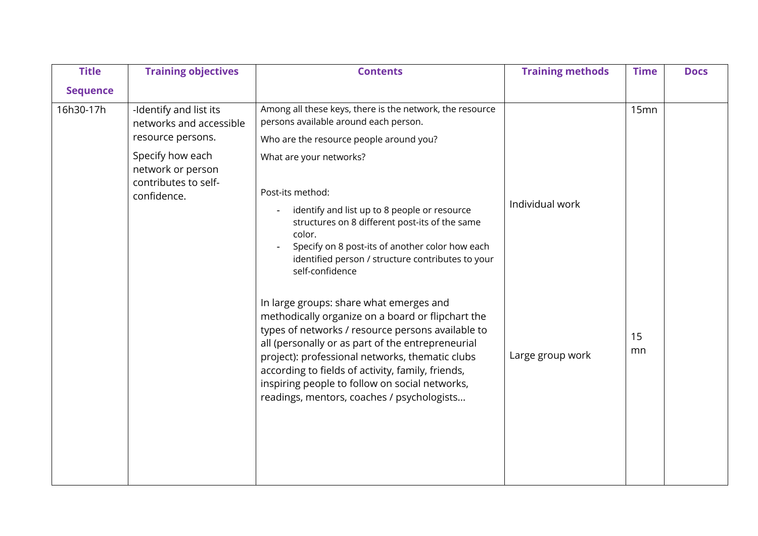| Title<br>Sequence | Training objectives | Contents | Training methods | Time | Docs |
|---|---|---|---|---|---|
| 16h30-17h | -Identify and list its networks and accessible resource persons.<br><br>Specify how each network or person contributes to self-confidence. | Among all these keys, there is the network, the resource persons available around each person.<br><br>Who are the resource people around you?<br><br>What are your networks?<br><br>Post-its method:<br>- identify and list up to 8 people or resource structures on 8 different post-its of the same color.<br>- Specify on 8 post-its of another color how each identified person / structure contributes to your self-confidence | Individual work | 15mn | |
| | | In large groups: share what emerges and methodically organize on a board or flipchart the types of networks / resource persons available to all (personally or as part of the entrepreneurial project): professional networks, thematic clubs according to fields of activity, family, friends, inspiring people to follow on social networks, readings, mentors, coaches / psychologists... | Large group work | 15 mn | |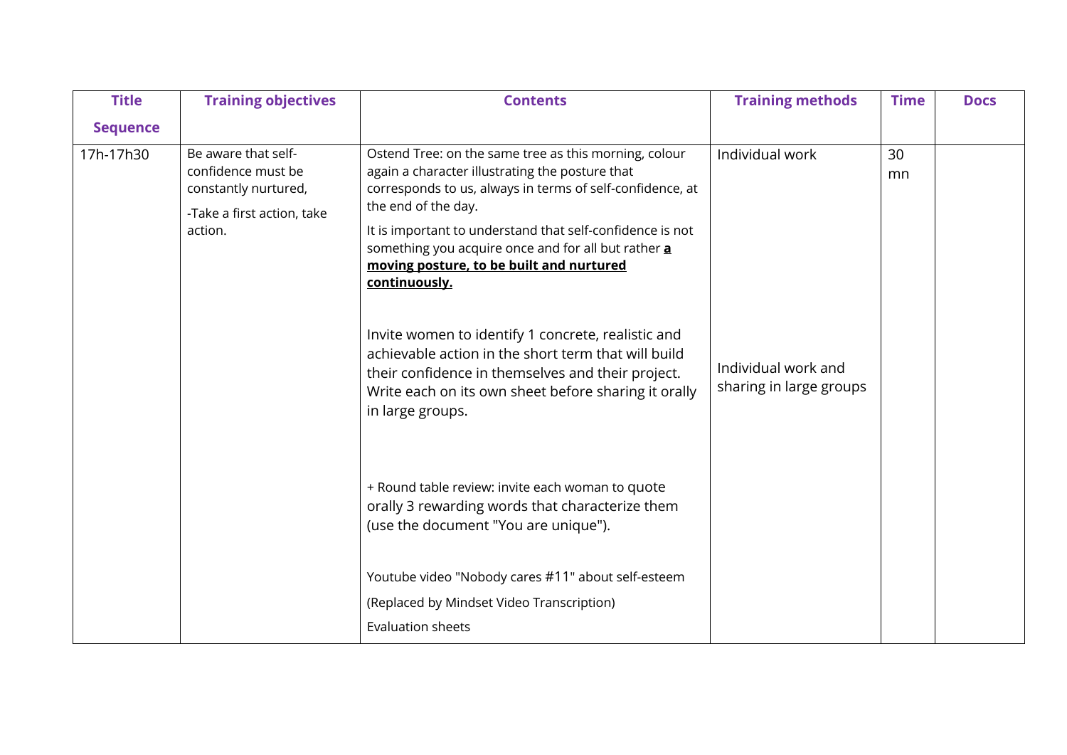| Title Sequence | Training objectives | Contents | Training methods | Time | Docs |
|---|---|---|---|---|---|
| 17h-17h30 | Be aware that self-confidence must be constantly nurtured,<br><br>-Take a first action, take action. | Ostend Tree: on the same tree as this morning, colour again a character illustrating the posture that corresponds to us, always in terms of self-confidence, at the end of the day.<br><br>It is important to understand that self-confidence is not something you acquire once and for all but rather **a moving posture, to be built and nurtured continuously.**<br><br>Invite women to identify 1 concrete, realistic and achievable action in the short term that will build their confidence in themselves and their project. Write each on its own sheet before sharing it orally in large groups.<br><br>+ Round table review: invite each woman to quote orally 3 rewarding words that characterize them (use the document "You are unique").<br><br>Youtube video "Nobody cares #11" about self-esteem<br><br>(Replaced by Mindset Video Transcription)<br><br>Evaluation sheets | Individual work<br><br>Individual work and sharing in large groups | 30 mn | |